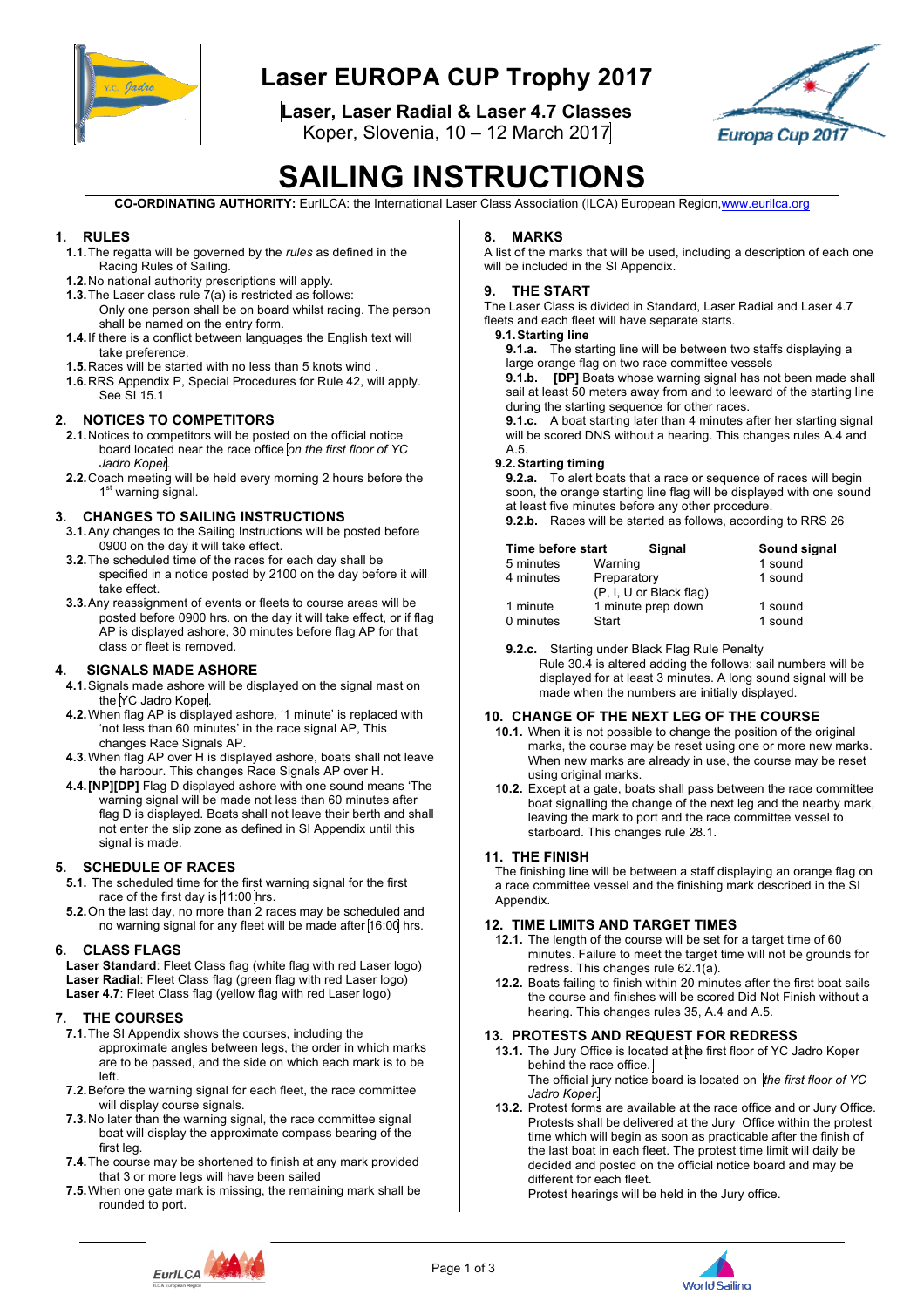# Laser EUROPA CUP Trophy 2017

**Laser, Laser Radial & Laser 4.7 Classes**

Koper, Slovenia, 10 – 12 March 2017

# SAILING INSTRUCTIONS

**CO-ORDINATING AUTHORITY:** EurILCA: the International Laser Class Association (ILCA) European Region, www.eurilca.org

## 1. RULES

**1.1.** The regatta will be governed by the *rules* as defined in the Racing Rules of Sailing.

**1.2.** No national authority prescriptions will apply.

**1.3.** The Laser class rule 7(a) is restricted as follows: Only one person shall be on board whilst racing. The person shall be named on the entry form.

**1.4.** If there is a conflict between languages the English text will take preference.

**1.5.** Races will be started with no less than 5 knots wind .

**1.6.** RRS Appendix P, Special Procedures for Rule 42, will apply. See SI 15.1

## 2. NOTICES TO COMPETITORS

**2.1.** Notices to competitors will be posted on the official notice board located near the race office on the first floor of YC *Jadro Koper*.

**2.2.** Coach meeting will be held every morning 2 hours before the 1st warning signal.

## 3. CHANGES TO SAILING INSTRUCTIONS

**3.1.** Any changes to the Sailing Instructions will be posted before 0900 on the day it will take effect.

**3.2.** The scheduled time of the races for each day shall be specified in a notice posted by 2100 on the day before it will take effect.

**3.3.** Any reassignment of events or fleets to course areas will be posted before 0900 hrs. on the day it will take effect, or if flag AP is displayed ashore, 30 minutes before flag AP for that class or fleet is removed.

## 4. SIGNALS MADE ASHORE

**4.1.** Signals made ashore will be displayed on the signal mast on the YC Jadro Koper.

**4.2.** When flag AP is displayed ashore, '1 minute' is replaced with 'not less than 60 minutes' in the race signal AP, This changes Race Signals AP.

**4.3.** When flag AP over H is displayed ashore, boats shall not leave the harbour. This changes Race Signals AP over H.

**4.4.** **[NP][DP]** Flag D displayed ashore with one sound means 'The warning signal will be made not less than 60 minutes after flag D is displayed. Boats shall not leave their berth and shall not enter the slip zone as defined in SI Appendix until this signal is made.

## 5. SCHEDULE OF RACES

**5.1.** The scheduled time for the first warning signal for the first race of the first day is 11:00 hrs.

**5.2.** On the last day, no more than 2 races may be scheduled and no warning signal for any fleet will be made after 16:00 hrs.

## 6. CLASS FLAGS

**Laser Standard**: Fleet Class flag (white flag with red Laser logo)
**Laser Radial**: Fleet Class flag (green flag with red Laser logo)
**Laser 4.7**: Fleet Class flag (yellow flag with red Laser logo)

## 7. THE COURSES

**7.1.** The SI Appendix shows the courses, including the approximate angles between legs, the order in which marks are to be passed, and the side on which each mark is to be left.

**7.2.** Before the warning signal for each fleet, the race committee will display course signals.

**7.3.** No later than the warning signal, the race committee signal boat will display the approximate compass bearing of the first leg.

**7.4.** The course may be shortened to finish at any mark provided that 3 or more legs will have been sailed

**7.5.** When one gate mark is missing, the remaining mark shall be rounded to port.

## 8. MARKS

A list of the marks that will be used, including a description of each one will be included in the SI Appendix.

## 9. THE START

The Laser Class is divided in Standard, Laser Radial and Laser 4.7 fleets and each fleet will have separate starts.

### 9.1. Starting line

**9.1.a.** The starting line will be between two staffs displaying a large orange flag on two race committee vessels

**9.1.b.** **[DP]** Boats whose warning signal has not been made shall sail at least 50 meters away from and to leeward of the starting line during the starting sequence for other races.

**9.1.c.** A boat starting later than 4 minutes after her starting signal will be scored DNS without a hearing. This changes rules A.4 and A.5.

### 9.2. Starting timing

**9.2.a.** To alert boats that a race or sequence of races will begin soon, the orange starting line flag will be displayed with one sound at least five minutes before any other procedure.

**9.2.b.** Races will be started as follows, according to RRS 26

| Time before start | Signal | Sound signal |
|---|---|---|
| 5 minutes | Warning | 1 sound |
| 4 minutes | Preparatory (P, I, U or Black flag) | 1 sound |
| 1 minute | 1 minute prep down | 1 sound |
| 0 minutes | Start | 1 sound |

**9.2.c.** Starting under Black Flag Rule Penalty
Rule 30.4 is altered adding the follows: sail numbers will be displayed for at least 3 minutes. A long sound signal will be made when the numbers are initially displayed.

## 10. CHANGE OF THE NEXT LEG OF THE COURSE

**10.1.** When it is not possible to change the position of the original marks, the course may be reset using one or more new marks. When new marks are already in use, the course may be reset using original marks.

**10.2.** Except at a gate, boats shall pass between the race committee boat signalling the change of the next leg and the nearby mark, leaving the mark to port and the race committee vessel to starboard. This changes rule 28.1.

## 11. THE FINISH

The finishing line will be between a staff displaying an orange flag on a race committee vessel and the finishing mark described in the SI Appendix.

## 12. TIME LIMITS AND TARGET TIMES

**12.1.** The length of the course will be set for a target time of 60 minutes. Failure to meet the target time will not be grounds for redress. This changes rule 62.1(a).

**12.2.** Boats failing to finish within 20 minutes after the first boat sails the course and finishes will be scored Did Not Finish without a hearing. This changes rules 35, A.4 and A.5.

## 13. PROTESTS AND REQUEST FOR REDRESS

**13.1.** The Jury Office is located at the first floor of YC Jadro Koper behind the race office.
The official jury notice board is located on *the first floor of YC Jadro Koper*.

**13.2.** Protest forms are available at the race office and or Jury Office. Protests shall be delivered at the Jury Office within the protest time which will begin as soon as practicable after the finish of the last boat in each fleet. The protest time limit will daily be decided and posted on the official notice board and may be different for each fleet.
Protest hearings will be held in the Jury office.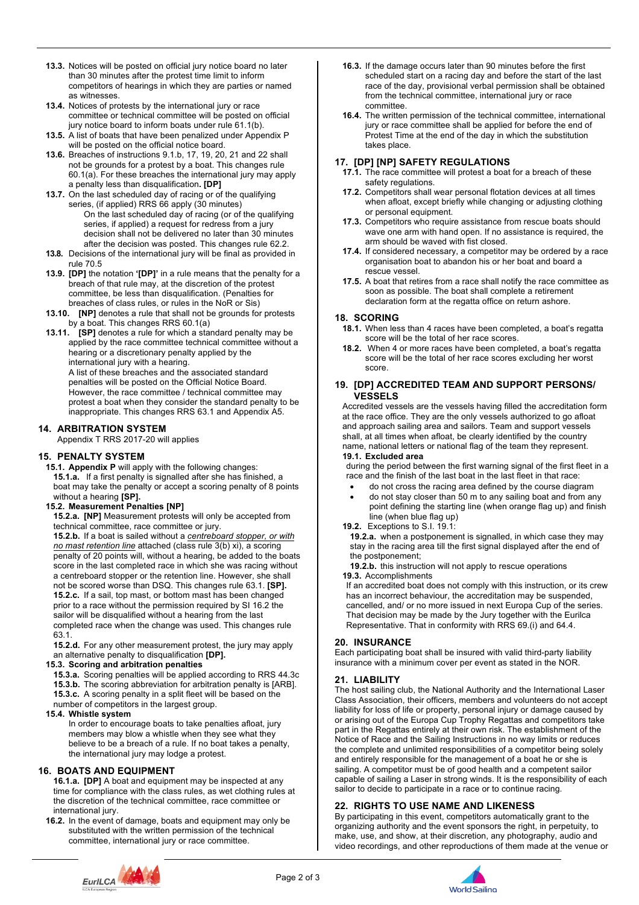**13.3.** Notices will be posted on official jury notice board no later than 30 minutes after the protest time limit to inform competitors of hearings in which they are parties or named as witnesses.

**13.4.** Notices of protests by the international jury or race committee or technical committee will be posted on official jury notice board to inform boats under rule 61.1(b).

**13.5.** A list of boats that have been penalized under Appendix P will be posted on the official notice board.

**13.6.** Breaches of instructions 9.1.b, 17, 19, 20, 21 and 22 shall not be grounds for a protest by a boat. This changes rule 60.1(a). For these breaches the international jury may apply a penalty less than disqualification. **[DP]**

**13.7.** On the last scheduled day of racing or of the qualifying series, (if applied) RRS 66 apply (30 minutes)
On the last scheduled day of racing (or of the qualifying series, if applied) a request for redress from a jury decision shall not be delivered no later than 30 minutes after the decision was posted. This changes rule 62.2.

**13.8.** Decisions of the international jury will be final as provided in rule 70.5

**13.9.** **[DP]** the notation **'[DP]'** in a rule means that the penalty for a breach of that rule may, at the discretion of the protest committee, be less than disqualification. (Penalties for breaches of class rules, or rules in the NoR or Sis)

**13.10.** **[NP]** denotes a rule that shall not be grounds for protests by a boat. This changes RRS 60.1(a)

**13.11.** **[SP]** denotes a rule for which a standard penalty may be applied by the race committee technical committee without a hearing or a discretionary penalty applied by the international jury with a hearing.
A list of these breaches and the associated standard penalties will be posted on the Official Notice Board. However, the race committee / technical committee may protest a boat when they consider the standard penalty to be inappropriate. This changes RRS 63.1 and Appendix A5.

## 14. ARBITRATION SYSTEM

Appendix T RRS 2017-20 will applies

## 15. PENALTY SYSTEM

**15.1. Appendix P** will apply with the following changes:

**15.1.a.** If a first penalty is signalled after she has finished, a boat may take the penalty or accept a scoring penalty of 8 points without a hearing **[SP].**

**15.2. Measurement Penalties [NP]**

**15.2.a. [NP]** Measurement protests will only be accepted from technical committee, race committee or jury.

**15.2.b.** If a boat is sailed without a *centreboard stopper, or with no mast retention line* attached (class rule 3(b) xi), a scoring penalty of 20 points will, without a hearing, be added to the boats score in the last completed race in which she was racing without a centreboard stopper or the retention line. However, she shall not be scored worse than DSQ. This changes rule 63.1. **[SP].**

**15.2.c.** If a sail, top mast, or bottom mast has been changed prior to a race without the permission required by SI 16.2 the sailor will be disqualified without a hearing from the last completed race when the change was used. This changes rule 63.1.

**15.2.d.** For any other measurement protest, the jury may apply an alternative penalty to disqualification **[DP].**

**15.3. Scoring and arbitration penalties**

**15.3.a.** Scoring penalties will be applied according to RRS 44.3c

**15.3.b.** The scoring abbreviation for arbitration penalty is [ARB].

**15.3.c.** A scoring penalty in a split fleet will be based on the number of competitors in the largest group.

**15.4. Whistle system**

In order to encourage boats to take penalties afloat, jury members may blow a whistle when they see what they believe to be a breach of a rule. If no boat takes a penalty, the international jury may lodge a protest.

## 16. BOATS AND EQUIPMENT

**16.1.a. [DP]** A boat and equipment may be inspected at any time for compliance with the class rules, as wet clothing rules at the discretion of the technical committee, race committee or international jury.

**16.2.** In the event of damage, boats and equipment may only be substituted with the written permission of the technical committee, international jury or race committee.

**16.3.** If the damage occurs later than 90 minutes before the first scheduled start on a racing day and before the start of the last race of the day, provisional verbal permission shall be obtained from the technical committee, international jury or race committee.

**16.4.** The written permission of the technical committee, international jury or race committee shall be applied for before the end of Protest Time at the end of the day in which the substitution takes place.

## 17. [DP] [NP] SAFETY REGULATIONS

**17.1.** The race committee will protest a boat for a breach of these safety regulations.

**17.2.** Competitors shall wear personal flotation devices at all times when afloat, except briefly while changing or adjusting clothing or personal equipment.

**17.3.** Competitors who require assistance from rescue boats should wave one arm with hand open. If no assistance is required, the arm should be waved with fist closed.

**17.4.** If considered necessary, a competitor may be ordered by a race organisation boat to abandon his or her boat and board a rescue vessel.

**17.5.** A boat that retires from a race shall notify the race committee as soon as possible. The boat shall complete a retirement declaration form at the regatta office on return ashore.

## 18. SCORING

**18.1.** When less than 4 races have been completed, a boat's regatta score will be the total of her race scores.

**18.2.** When 4 or more races have been completed, a boat's regatta score will be the total of her race scores excluding her worst score.

## 19. [DP] ACCREDITED TEAM AND SUPPORT PERSONS/ VESSELS

Accredited vessels are the vessels having filled the accreditation form at the race office. They are the only vessels authorized to go afloat and approach sailing area and sailors. Team and support vessels shall, at all times when afloat, be clearly identified by the country name, national letters or national flag of the team they represent.

**19.1. Excluded area**

during the period between the first warning signal of the first fleet in a race and the finish of the last boat in the last fleet in that race:

- do not cross the racing area defined by the course diagram
- do not stay closer than 50 m to any sailing boat and from any point defining the starting line (when orange flag up) and finish line (when blue flag up)

**19.2.** Exceptions to S.I. 19.1:

**19.2.a.** when a postponement is signalled, in which case they may stay in the racing area till the first signal displayed after the end of the postponement;

**19.2.b.** this instruction will not apply to rescue operations

**19.3.** Accomplishments

If an accredited boat does not comply with this instruction, or its crew has an incorrect behaviour, the accreditation may be suspended, cancelled, and/ or no more issued in next Europa Cup of the series. That decision may be made by the Jury together with the Eurilca Representative. That in conformity with RRS 69.(i) and 64.4.

## 20. INSURANCE

Each participating boat shall be insured with valid third-party liability insurance with a minimum cover per event as stated in the NOR.

## 21. LIABILITY

The host sailing club, the National Authority and the International Laser Class Association, their officers, members and volunteers do not accept liability for loss of life or property, personal injury or damage caused by or arising out of the Europa Cup Trophy Regattas and competitors take part in the Regattas entirely at their own risk. The establishment of the Notice of Race and the Sailing Instructions in no way limits or reduces the complete and unlimited responsibilities of a competitor being solely and entirely responsible for the management of a boat he or she is sailing. A competitor must be of good health and a competent sailor capable of sailing a Laser in strong winds. It is the responsibility of each sailor to decide to participate in a race or to continue racing.

## 22. RIGHTS TO USE NAME AND LIKENESS

By participating in this event, competitors automatically grant to the organizing authority and the event sponsors the right, in perpetuity, to make, use, and show, at their discretion, any photography, audio and video recordings, and other reproductions of them made at the venue or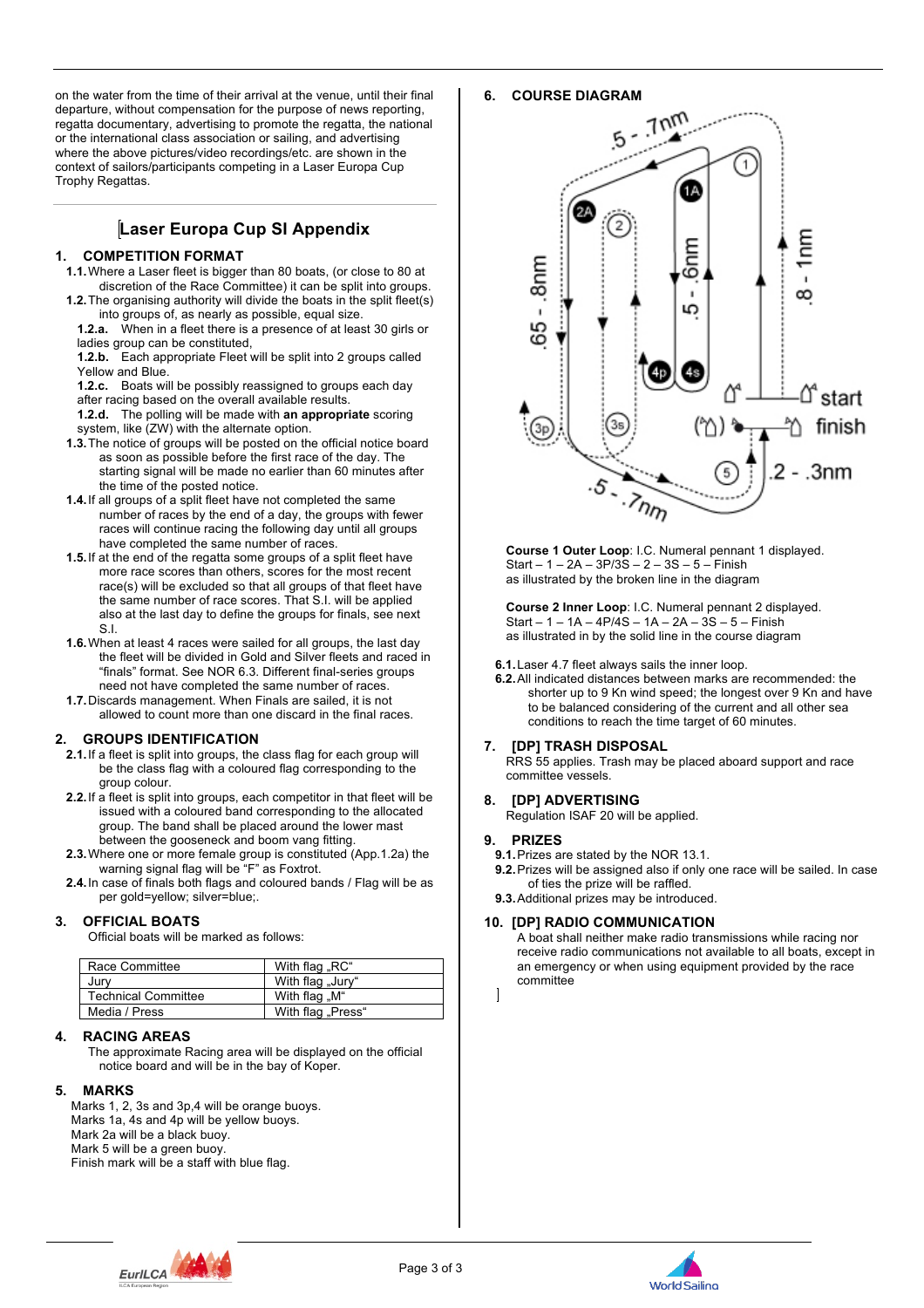on the water from the time of their arrival at the venue, until their final departure, without compensation for the purpose of news reporting, regatta documentary, advertising to promote the regatta, the national or the international class association or sailing, and advertising where the above pictures/video recordings/etc. are shown in the context of sailors/participants competing in a Laser Europa Cup Trophy Regattas.

# Laser Europa Cup SI Appendix

## 1. COMPETITION FORMAT

**1.1.** Where a Laser fleet is bigger than 80 boats, (or close to 80 at discretion of the Race Committee) it can be split into groups.

**1.2.** The organising authority will divide the boats in the split fleet(s) into groups of, as nearly as possible, equal size.

**1.2.a.** When in a fleet there is a presence of at least 30 girls or ladies group can be constituted,

**1.2.b.** Each appropriate Fleet will be split into 2 groups called Yellow and Blue.

**1.2.c.** Boats will be possibly reassigned to groups each day after racing based on the overall available results.

**1.2.d.** The polling will be made with **an appropriate** scoring system, like (ZW) with the alternate option.

**1.3.** The notice of groups will be posted on the official notice board as soon as possible before the first race of the day. The starting signal will be made no earlier than 60 minutes after the time of the posted notice.

**1.4.** If all groups of a split fleet have not completed the same number of races by the end of a day, the groups with fewer races will continue racing the following day until all groups have completed the same number of races.

**1.5.** If at the end of the regatta some groups of a split fleet have more race scores than others, scores for the most recent race(s) will be excluded so that all groups of that fleet have the same number of race scores. That S.I. will be applied also at the last day to define the groups for finals, see next S.I.

**1.6.** When at least 4 races were sailed for all groups, the last day the fleet will be divided in Gold and Silver fleets and raced in "finals" format. See NOR 6.3. Different final-series groups need not have completed the same number of races.

**1.7.** Discards management. When Finals are sailed, it is not allowed to count more than one discard in the final races.

## 2. GROUPS IDENTIFICATION

**2.1.** If a fleet is split into groups, the class flag for each group will be the class flag with a coloured flag corresponding to the group colour.

**2.2.** If a fleet is split into groups, each competitor in that fleet will be issued with a coloured band corresponding to the allocated group. The band shall be placed around the lower mast between the gooseneck and boom vang fitting.

**2.3.** Where one or more female group is constituted (App.1.2a) the warning signal flag will be "F" as Foxtrot.

**2.4.** In case of finals both flags and coloured bands / Flag will be as per gold=yellow; silver=blue;.

## 3. OFFICIAL BOATS

Official boats will be marked as follows:

| | |
|---|---|
| Race Committee | With flag „RC" |
| Jury | With flag „Jury" |
| Technical Committee | With flag „M" |
| Media / Press | With flag „Press" |

## 4. RACING AREAS

The approximate Racing area will be displayed on the official notice board and will be in the bay of Koper.

## 5. MARKS

Marks 1, 2, 3s and 3p,4 will be orange buoys.
Marks 1a, 4s and 4p will be yellow buoys.
Mark 2a will be a black buoy.
Mark 5 will be a green buoy.
Finish mark will be a staff with blue flag.

## 6. COURSE DIAGRAM

.5 - .7nm
1
1A
2A
2
.65 - .8nm
.5 - .6nm
.8 - 1nm
4p
4s
start
3p
3s
finish
5
.2 - .3nm
.5 - .7nm

**Course 1 Outer Loop**: I.C. Numeral pennant 1 displayed.
Start – 1 – 2A – 3P/3S – 2 – 3S – 5 – Finish
as illustrated by the broken line in the diagram

**Course 2 Inner Loop**: I.C. Numeral pennant 2 displayed.
Start – 1 – 1A – 4P/4S – 1A – 2A – 3S – 5 – Finish
as illustrated in by the solid line in the course diagram

**6.1.** Laser 4.7 fleet always sails the inner loop.

**6.2.** All indicated distances between marks are recommended: the shorter up to 9 Kn wind speed; the longest over 9 Kn and have to be balanced considering of the current and all other sea conditions to reach the time target of 60 minutes.

## 7. [DP] TRASH DISPOSAL

RRS 55 applies. Trash may be placed aboard support and race committee vessels.

## 8. [DP] ADVERTISING

Regulation ISAF 20 will be applied.

## 9. PRIZES

**9.1.** Prizes are stated by the NOR 13.1.

**9.2.** Prizes will be assigned also if only one race will be sailed. In case of ties the prize will be raffled.

**9.3.** Additional prizes may be introduced.

## 10. [DP] RADIO COMMUNICATION

A boat shall neither make radio transmissions while racing nor receive radio communications not available to all boats, except in an emergency or when using equipment provided by the race committee